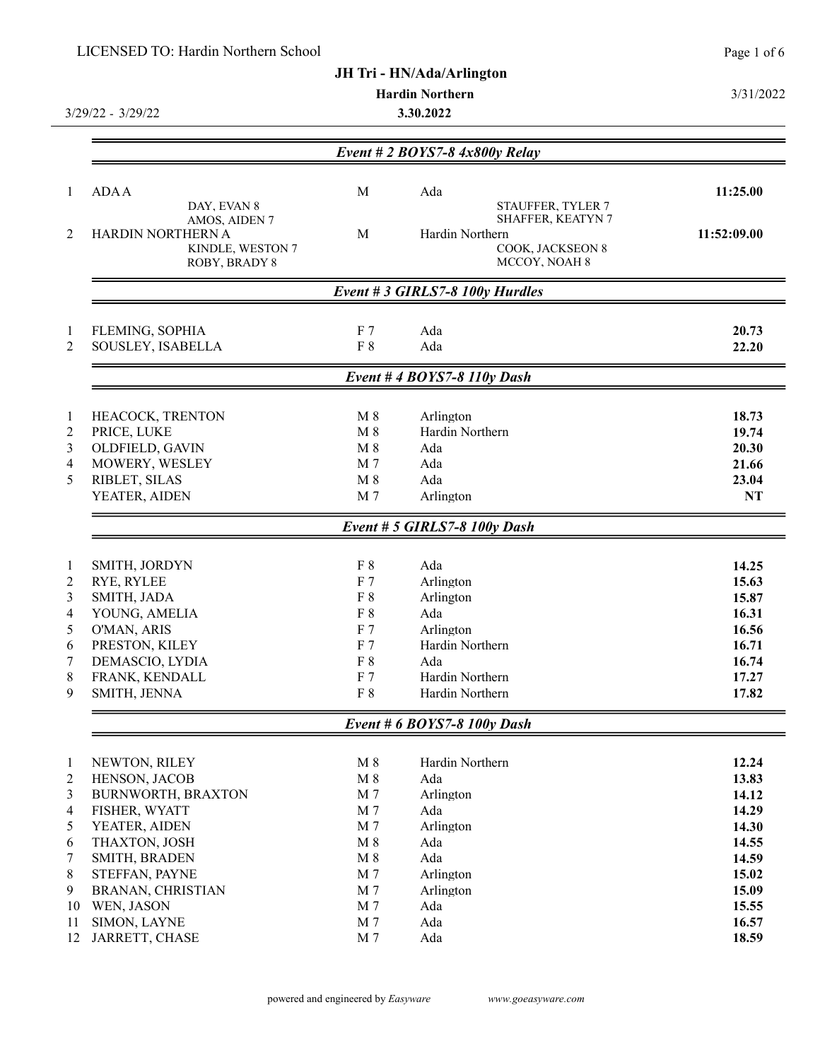LICENSED TO: Hardin Northern School

# JH Tri - HN/Ada/Arlington

**Hardin Northern**

**3.30.2022**

3/29/22 - 3/29/22

3/31/2022

## *Event # 2 BOYS7-8 4x800y Relay*

| Place | Team | | School | Time |
|---|---|---|---|---|
| 1 | ADA A | M | Ada | **11:25.00** |
| | DAY, EVAN 8; AMOS, AIDEN 7; STAUFFER, TYLER 7; SHAFFER, KEATYN 7 | | | |
| 2 | HARDIN NORTHERN A | M | Hardin Northern | **11:52:09.00** |
| | KINDLE, WESTON 7; ROBY, BRADY 8; COOK, JACKSEON 8; MCCOY, NOAH 8 | | | |

## *Event # 3 GIRLS7-8 100y Hurdles*

| Place | Name | Gr | School | Time |
|---|---|---|---|---|
| 1 | FLEMING, SOPHIA | F 7 | Ada | **20.73** |
| 2 | SOUSLEY, ISABELLA | F 8 | Ada | **22.20** |

## *Event # 4 BOYS7-8 110y Dash*

| Place | Name | Gr | School | Time |
|---|---|---|---|---|
| 1 | HEACOCK, TRENTON | M 8 | Arlington | **18.73** |
| 2 | PRICE, LUKE | M 8 | Hardin Northern | **19.74** |
| 3 | OLDFIELD, GAVIN | M 8 | Ada | **20.30** |
| 4 | MOWERY, WESLEY | M 7 | Ada | **21.66** |
| 5 | RIBLET, SILAS | M 8 | Ada | **23.04** |
| | YEATER, AIDEN | M 7 | Arlington | **NT** |

## *Event # 5 GIRLS7-8 100y Dash*

| Place | Name | Gr | School | Time |
|---|---|---|---|---|
| 1 | SMITH, JORDYN | F 8 | Ada | **14.25** |
| 2 | RYE, RYLEE | F 7 | Arlington | **15.63** |
| 3 | SMITH, JADA | F 8 | Arlington | **15.87** |
| 4 | YOUNG, AMELIA | F 8 | Ada | **16.31** |
| 5 | O'MAN, ARIS | F 7 | Arlington | **16.56** |
| 6 | PRESTON, KILEY | F 7 | Hardin Northern | **16.71** |
| 7 | DEMASCIO, LYDIA | F 8 | Ada | **16.74** |
| 8 | FRANK, KENDALL | F 7 | Hardin Northern | **17.27** |
| 9 | SMITH, JENNA | F 8 | Hardin Northern | **17.82** |

## *Event # 6 BOYS7-8 100y Dash*

| Place | Name | Gr | School | Time |
|---|---|---|---|---|
| 1 | NEWTON, RILEY | M 8 | Hardin Northern | **12.24** |
| 2 | HENSON, JACOB | M 8 | Ada | **13.83** |
| 3 | BURNWORTH, BRAXTON | M 7 | Arlington | **14.12** |
| 4 | FISHER, WYATT | M 7 | Ada | **14.29** |
| 5 | YEATER, AIDEN | M 7 | Arlington | **14.30** |
| 6 | THAXTON, JOSH | M 8 | Ada | **14.55** |
| 7 | SMITH, BRADEN | M 8 | Ada | **14.59** |
| 8 | STEFFAN, PAYNE | M 7 | Arlington | **15.02** |
| 9 | BRANAN, CHRISTIAN | M 7 | Arlington | **15.09** |
| 10 | WEN, JASON | M 7 | Ada | **15.55** |
| 11 | SIMON, LAYNE | M 7 | Ada | **16.57** |
| 12 | JARRETT, CHASE | M 7 | Ada | **18.59** |

powered and engineered by *Easyware* www.goeasyware.com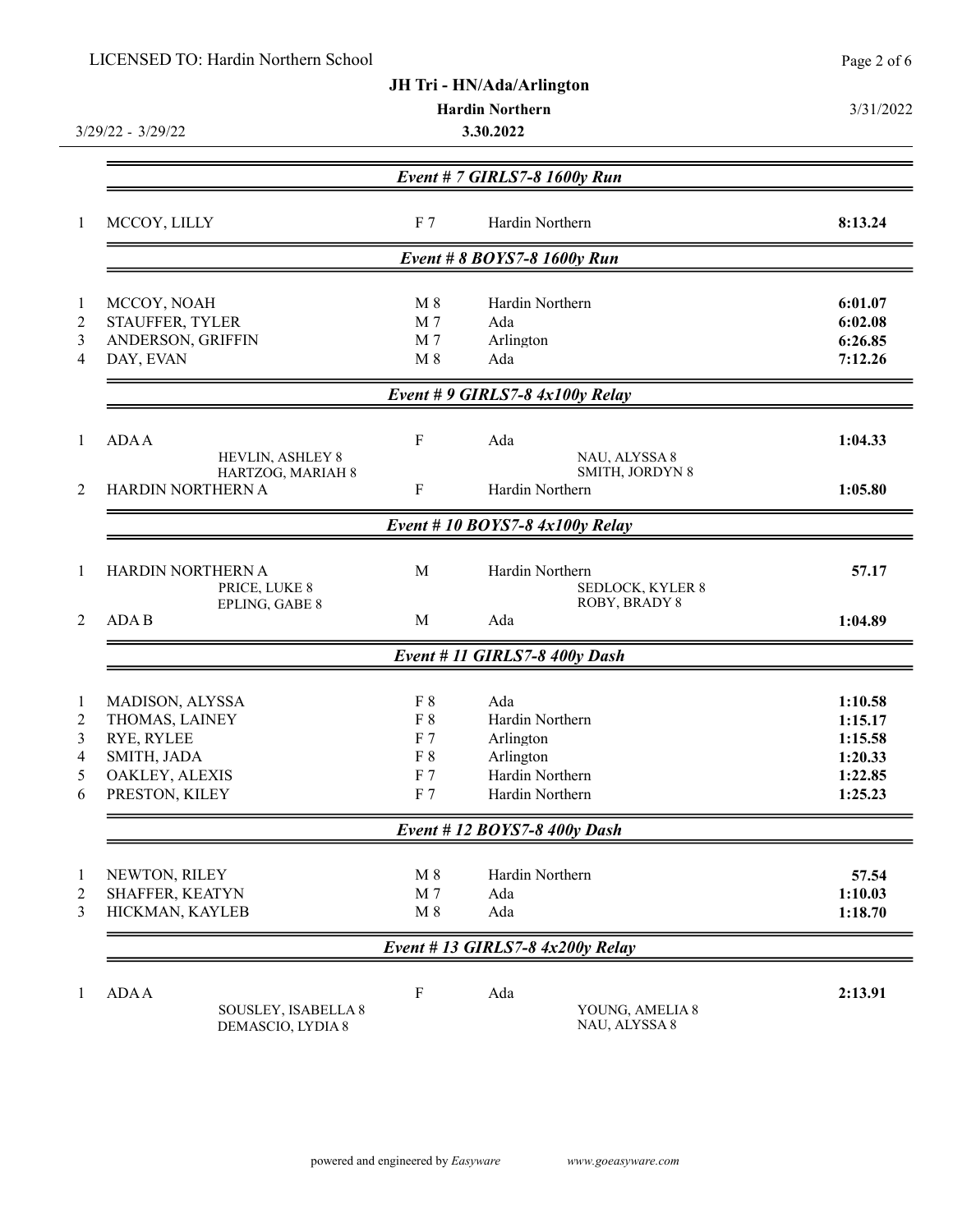LICENSED TO: Hardin Northern School

**JH Tri - HN/Ada/Arlington**

**Hardin Northern**

3/31/2022

3/29/22 - 3/29/22

**3.30.2022**

### *Event # 7 GIRLS7-8 1600y Run*

| | | | | |
|---|---|---|---|---|
| 1 | MCCOY, LILLY | F 7 | Hardin Northern | **8:13.24** |

### *Event # 8 BOYS7-8 1600y Run*

| | | | | |
|---|---|---|---|---|
| 1 | MCCOY, NOAH | M 8 | Hardin Northern | **6:01.07** |
| 2 | STAUFFER, TYLER | M 7 | Ada | **6:02.08** |
| 3 | ANDERSON, GRIFFIN | M 7 | Arlington | **6:26.85** |
| 4 | DAY, EVAN | M 8 | Ada | **7:12.26** |

### *Event # 9 GIRLS7-8 4x100y Relay*

| | | | | |
|---|---|---|---|---|
| 1 | ADA A | F | Ada | **1:04.33** |
| | HEVLIN, ASHLEY 8; HARTZOG, MARIAH 8; NAU, ALYSSA 8; SMITH, JORDYN 8 | | | |
| 2 | HARDIN NORTHERN A | F | Hardin Northern | **1:05.80** |

### *Event # 10 BOYS7-8 4x100y Relay*

| | | | | |
|---|---|---|---|---|
| 1 | HARDIN NORTHERN A | M | Hardin Northern | **57.17** |
| | PRICE, LUKE 8; EPLING, GABE 8; SEDLOCK, KYLER 8; ROBY, BRADY 8 | | | |
| 2 | ADA B | M | Ada | **1:04.89** |

### *Event # 11 GIRLS7-8 400y Dash*

| | | | | |
|---|---|---|---|---|
| 1 | MADISON, ALYSSA | F 8 | Ada | **1:10.58** |
| 2 | THOMAS, LAINEY | F 8 | Hardin Northern | **1:15.17** |
| 3 | RYE, RYLEE | F 7 | Arlington | **1:15.58** |
| 4 | SMITH, JADA | F 8 | Arlington | **1:20.33** |
| 5 | OAKLEY, ALEXIS | F 7 | Hardin Northern | **1:22.85** |
| 6 | PRESTON, KILEY | F 7 | Hardin Northern | **1:25.23** |

### *Event # 12 BOYS7-8 400y Dash*

| | | | | |
|---|---|---|---|---|
| 1 | NEWTON, RILEY | M 8 | Hardin Northern | **57.54** |
| 2 | SHAFFER, KEATYN | M 7 | Ada | **1:10.03** |
| 3 | HICKMAN, KAYLEB | M 8 | Ada | **1:18.70** |

### *Event # 13 GIRLS7-8 4x200y Relay*

| | | | | |
|---|---|---|---|---|
| 1 | ADA A | F | Ada | **2:13.91** |
| | SOUSLEY, ISABELLA 8; DEMASCIO, LYDIA 8; YOUNG, AMELIA 8; NAU, ALYSSA 8 | | | |

powered and engineered by *Easyware* www.goeasyware.com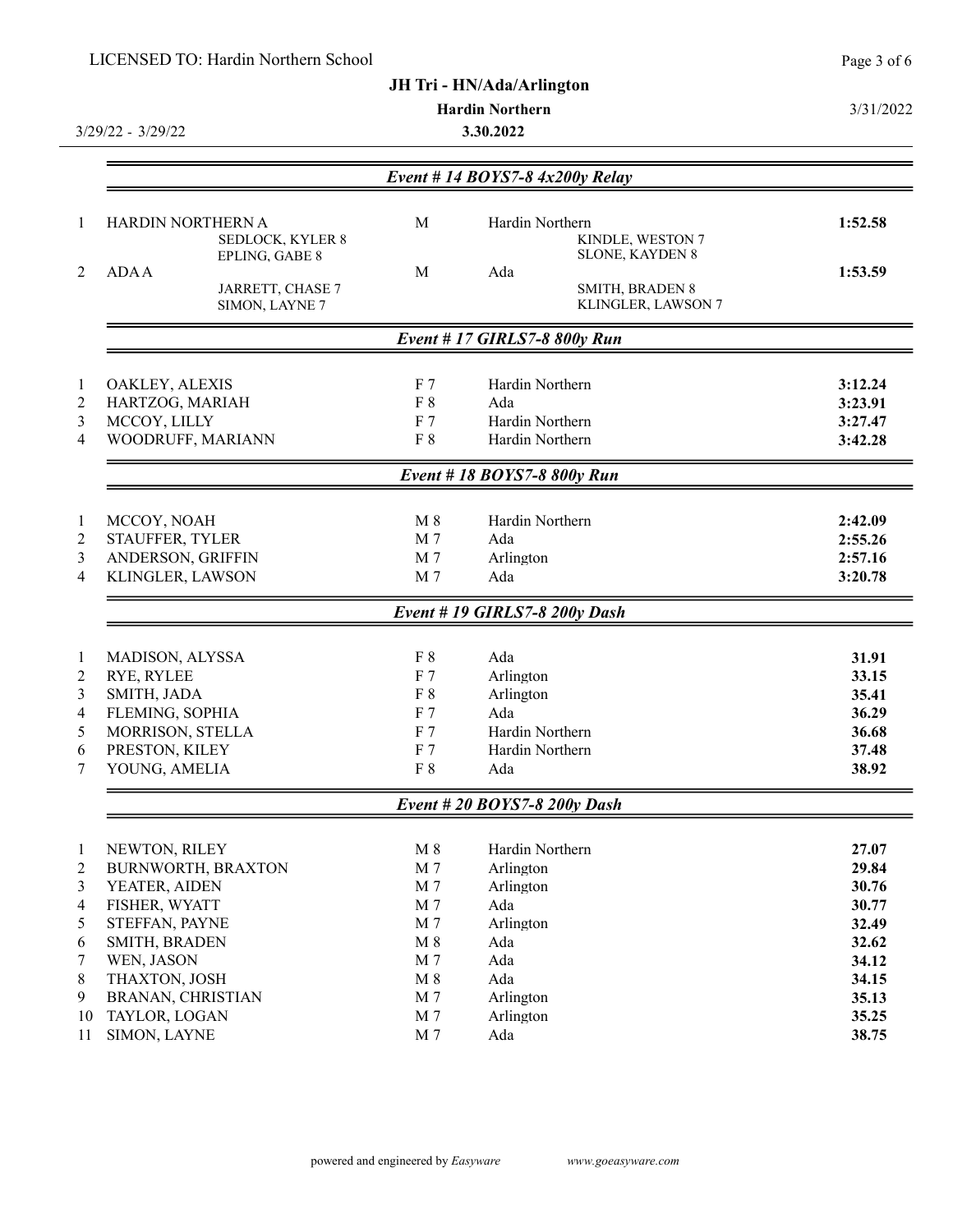LICENSED TO: Hardin Northern School

**JH Tri - HN/Ada/Arlington**

**Hardin Northern**

3/31/2022

3/29/22 - 3/29/22

**3.30.2022**

### *Event # 14 BOYS7-8 4x200y Relay*

| Place | Team | Gender | School | Time |
|---|---|---|---|---|
| 1 | HARDIN NORTHERN A | M | Hardin Northern | **1:52.58** |
| | SEDLOCK, KYLER 8; KINDLE, WESTON 7; EPLING, GABE 8; SLONE, KAYDEN 8 | | | |
| 2 | ADA A | M | Ada | **1:53.59** |
| | JARRETT, CHASE 7; SMITH, BRADEN 8; SIMON, LAYNE 7; KLINGLER, LAWSON 7 | | | |

### *Event # 17 GIRLS7-8 800y Run*

| Place | Name | Gr | School | Time |
|---|---|---|---|---|
| 1 | OAKLEY, ALEXIS | F 7 | Hardin Northern | **3:12.24** |
| 2 | HARTZOG, MARIAH | F 8 | Ada | **3:23.91** |
| 3 | MCCOY, LILLY | F 7 | Hardin Northern | **3:27.47** |
| 4 | WOODRUFF, MARIANN | F 8 | Hardin Northern | **3:42.28** |

### *Event # 18 BOYS7-8 800y Run*

| Place | Name | Gr | School | Time |
|---|---|---|---|---|
| 1 | MCCOY, NOAH | M 8 | Hardin Northern | **2:42.09** |
| 2 | STAUFFER, TYLER | M 7 | Ada | **2:55.26** |
| 3 | ANDERSON, GRIFFIN | M 7 | Arlington | **2:57.16** |
| 4 | KLINGLER, LAWSON | M 7 | Ada | **3:20.78** |

### *Event # 19 GIRLS7-8 200y Dash*

| Place | Name | Gr | School | Time |
|---|---|---|---|---|
| 1 | MADISON, ALYSSA | F 8 | Ada | **31.91** |
| 2 | RYE, RYLEE | F 7 | Arlington | **33.15** |
| 3 | SMITH, JADA | F 8 | Arlington | **35.41** |
| 4 | FLEMING, SOPHIA | F 7 | Ada | **36.29** |
| 5 | MORRISON, STELLA | F 7 | Hardin Northern | **36.68** |
| 6 | PRESTON, KILEY | F 7 | Hardin Northern | **37.48** |
| 7 | YOUNG, AMELIA | F 8 | Ada | **38.92** |

### *Event # 20 BOYS7-8 200y Dash*

| Place | Name | Gr | School | Time |
|---|---|---|---|---|
| 1 | NEWTON, RILEY | M 8 | Hardin Northern | **27.07** |
| 2 | BURNWORTH, BRAXTON | M 7 | Arlington | **29.84** |
| 3 | YEATER, AIDEN | M 7 | Arlington | **30.76** |
| 4 | FISHER, WYATT | M 7 | Ada | **30.77** |
| 5 | STEFFAN, PAYNE | M 7 | Arlington | **32.49** |
| 6 | SMITH, BRADEN | M 8 | Ada | **32.62** |
| 7 | WEN, JASON | M 7 | Ada | **34.12** |
| 8 | THAXTON, JOSH | M 8 | Ada | **34.15** |
| 9 | BRANAN, CHRISTIAN | M 7 | Arlington | **35.13** |
| 10 | TAYLOR, LOGAN | M 7 | Arlington | **35.25** |
| 11 | SIMON, LAYNE | M 7 | Ada | **38.75** |

powered and engineered by *Easyware* www.goeasyware.com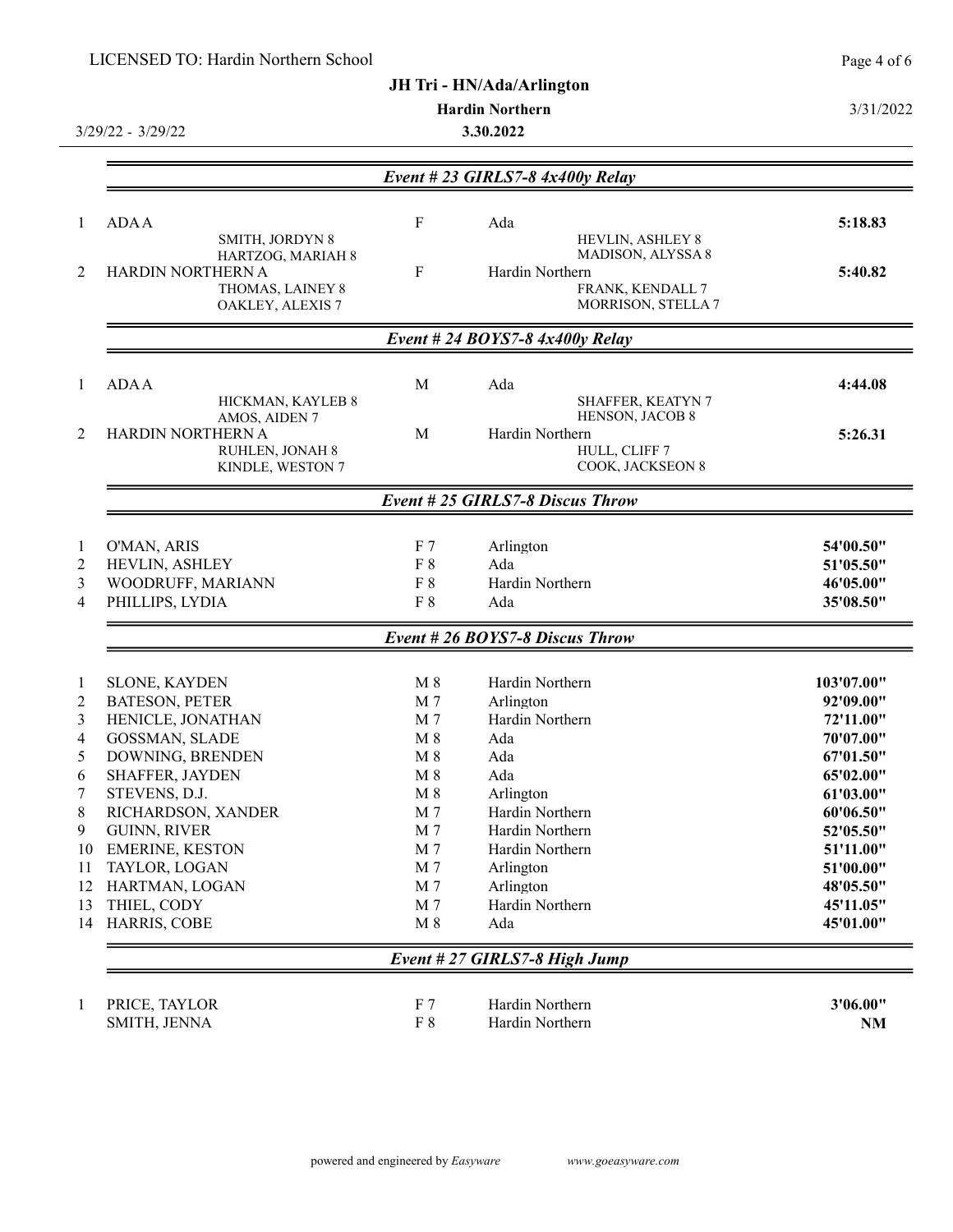LICENSED TO: Hardin Northern School

**JH Tri - HN/Ada/Arlington**

**Hardin Northern**

3/29/22 - 3/29/22 **3.30.2022** 3/31/2022

### *Event # 23 GIRLS7-8 4x400y Relay*

| Place | Team | | School | Time |
|---|---|---|---|---|
| 1 | ADA A | F | Ada | **5:18.83** |
| | SMITH, JORDYN 8; HEVLIN, ASHLEY 8; HARTZOG, MARIAH 8; MADISON, ALYSSA 8 | | | |
| 2 | HARDIN NORTHERN A | F | Hardin Northern | **5:40.82** |
| | THOMAS, LAINEY 8; FRANK, KENDALL 7; OAKLEY, ALEXIS 7; MORRISON, STELLA 7 | | | |

### *Event # 24 BOYS7-8 4x400y Relay*

| Place | Team | | School | Time |
|---|---|---|---|---|
| 1 | ADA A | M | Ada | **4:44.08** |
| | HICKMAN, KAYLEB 8; SHAFFER, KEATYN 7; AMOS, AIDEN 7; HENSON, JACOB 8 | | | |
| 2 | HARDIN NORTHERN A | M | Hardin Northern | **5:26.31** |
| | RUHLEN, JONAH 8; HULL, CLIFF 7; KINDLE, WESTON 7; COOK, JACKSEON 8 | | | |

### *Event # 25 GIRLS7-8 Discus Throw*

| Place | Name | Gr | School | Mark |
|---|---|---|---|---|
| 1 | O'MAN, ARIS | F 7 | Arlington | **54'00.50"** |
| 2 | HEVLIN, ASHLEY | F 8 | Ada | **51'05.50"** |
| 3 | WOODRUFF, MARIANN | F 8 | Hardin Northern | **46'05.00"** |
| 4 | PHILLIPS, LYDIA | F 8 | Ada | **35'08.50"** |

### *Event # 26 BOYS7-8 Discus Throw*

| Place | Name | Gr | School | Mark |
|---|---|---|---|---|
| 1 | SLONE, KAYDEN | M 8 | Hardin Northern | **103'07.00"** |
| 2 | BATESON, PETER | M 7 | Arlington | **92'09.00"** |
| 3 | HENICLE, JONATHAN | M 7 | Hardin Northern | **72'11.00"** |
| 4 | GOSSMAN, SLADE | M 8 | Ada | **70'07.00"** |
| 5 | DOWNING, BRENDEN | M 8 | Ada | **67'01.50"** |
| 6 | SHAFFER, JAYDEN | M 8 | Ada | **65'02.00"** |
| 7 | STEVENS, D.J. | M 8 | Arlington | **61'03.00"** |
| 8 | RICHARDSON, XANDER | M 7 | Hardin Northern | **60'06.50"** |
| 9 | GUINN, RIVER | M 7 | Hardin Northern | **52'05.50"** |
| 10 | EMERINE, KESTON | M 7 | Hardin Northern | **51'11.00"** |
| 11 | TAYLOR, LOGAN | M 7 | Arlington | **51'00.00"** |
| 12 | HARTMAN, LOGAN | M 7 | Arlington | **48'05.50"** |
| 13 | THIEL, CODY | M 7 | Hardin Northern | **45'11.05"** |
| 14 | HARRIS, COBE | M 8 | Ada | **45'01.00"** |

### *Event # 27 GIRLS7-8 High Jump*

| Place | Name | Gr | School | Mark |
|---|---|---|---|---|
| 1 | PRICE, TAYLOR | F 7 | Hardin Northern | **3'06.00"** |
| | SMITH, JENNA | F 8 | Hardin Northern | **NM** |

powered and engineered by *Easyware* www.goeasyware.com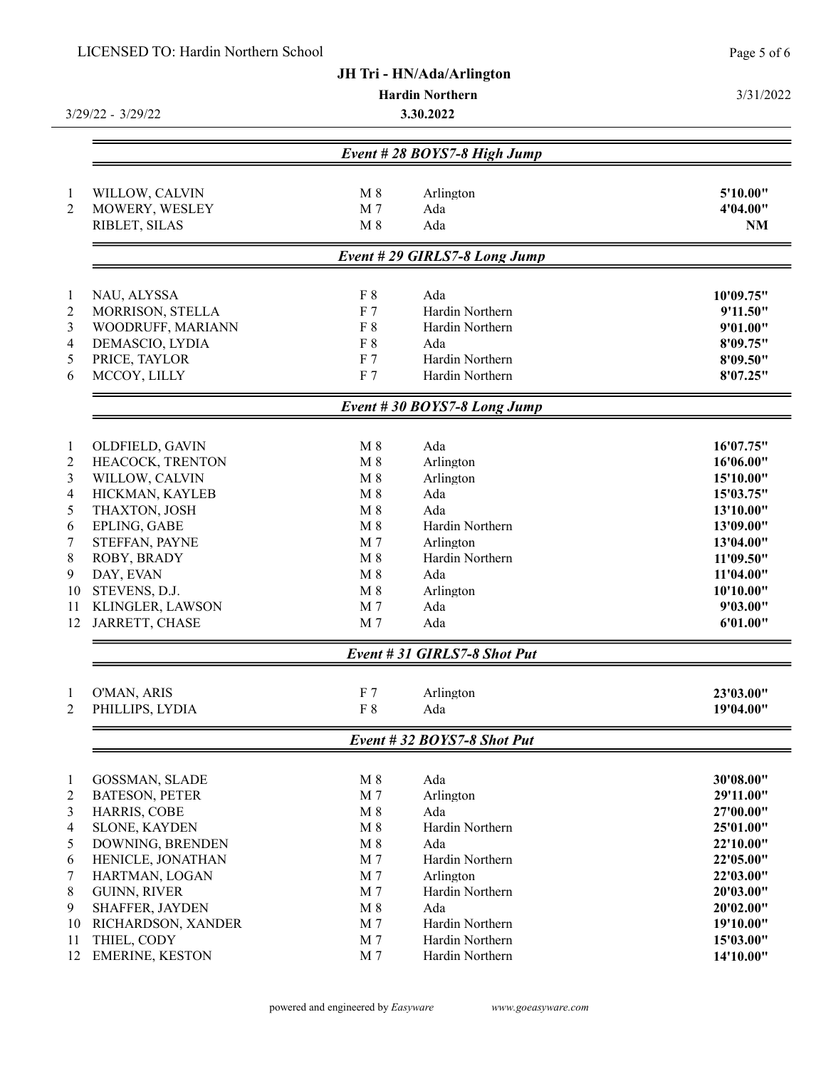LICENSED TO: Hardin Northern School

**JH Tri - HN/Ada/Arlington**

**Hardin Northern**

**3.30.2022**

3/29/22 - 3/29/22

3/31/2022

## *Event # 28 BOYS7-8 High Jump*

| Place | Name | Gender/Grade | School | Mark |
|---|---|---|---|---|
| 1 | WILLOW, CALVIN | M 8 | Arlington | **5'10.00"** |
| 2 | MOWERY, WESLEY | M 7 | Ada | **4'04.00"** |
| | RIBLET, SILAS | M 8 | Ada | **NM** |

## *Event # 29 GIRLS7-8 Long Jump*

| Place | Name | Gender/Grade | School | Mark |
|---|---|---|---|---|
| 1 | NAU, ALYSSA | F 8 | Ada | **10'09.75"** |
| 2 | MORRISON, STELLA | F 7 | Hardin Northern | **9'11.50"** |
| 3 | WOODRUFF, MARIANN | F 8 | Hardin Northern | **9'01.00"** |
| 4 | DEMASCIO, LYDIA | F 8 | Ada | **8'09.75"** |
| 5 | PRICE, TAYLOR | F 7 | Hardin Northern | **8'09.50"** |
| 6 | MCCOY, LILLY | F 7 | Hardin Northern | **8'07.25"** |

## *Event # 30 BOYS7-8 Long Jump*

| Place | Name | Gender/Grade | School | Mark |
|---|---|---|---|---|
| 1 | OLDFIELD, GAVIN | M 8 | Ada | **16'07.75"** |
| 2 | HEACOCK, TRENTON | M 8 | Arlington | **16'06.00"** |
| 3 | WILLOW, CALVIN | M 8 | Arlington | **15'10.00"** |
| 4 | HICKMAN, KAYLEB | M 8 | Ada | **15'03.75"** |
| 5 | THAXTON, JOSH | M 8 | Ada | **13'10.00"** |
| 6 | EPLING, GABE | M 8 | Hardin Northern | **13'09.00"** |
| 7 | STEFFAN, PAYNE | M 7 | Arlington | **13'04.00"** |
| 8 | ROBY, BRADY | M 8 | Hardin Northern | **11'09.50"** |
| 9 | DAY, EVAN | M 8 | Ada | **11'04.00"** |
| 10 | STEVENS, D.J. | M 8 | Arlington | **10'10.00"** |
| 11 | KLINGLER, LAWSON | M 7 | Ada | **9'03.00"** |
| 12 | JARRETT, CHASE | M 7 | Ada | **6'01.00"** |

## *Event # 31 GIRLS7-8 Shot Put*

| Place | Name | Gender/Grade | School | Mark |
|---|---|---|---|---|
| 1 | O'MAN, ARIS | F 7 | Arlington | **23'03.00"** |
| 2 | PHILLIPS, LYDIA | F 8 | Ada | **19'04.00"** |

## *Event # 32 BOYS7-8 Shot Put*

| Place | Name | Gender/Grade | School | Mark |
|---|---|---|---|---|
| 1 | GOSSMAN, SLADE | M 8 | Ada | **30'08.00"** |
| 2 | BATESON, PETER | M 7 | Arlington | **29'11.00"** |
| 3 | HARRIS, COBE | M 8 | Ada | **27'00.00"** |
| 4 | SLONE, KAYDEN | M 8 | Hardin Northern | **25'01.00"** |
| 5 | DOWNING, BRENDEN | M 8 | Ada | **22'10.00"** |
| 6 | HENICLE, JONATHAN | M 7 | Hardin Northern | **22'05.00"** |
| 7 | HARTMAN, LOGAN | M 7 | Arlington | **22'03.00"** |
| 8 | GUINN, RIVER | M 7 | Hardin Northern | **20'03.00"** |
| 9 | SHAFFER, JAYDEN | M 8 | Ada | **20'02.00"** |
| 10 | RICHARDSON, XANDER | M 7 | Hardin Northern | **19'10.00"** |
| 11 | THIEL, CODY | M 7 | Hardin Northern | **15'03.00"** |
| 12 | EMERINE, KESTON | M 7 | Hardin Northern | **14'10.00"** |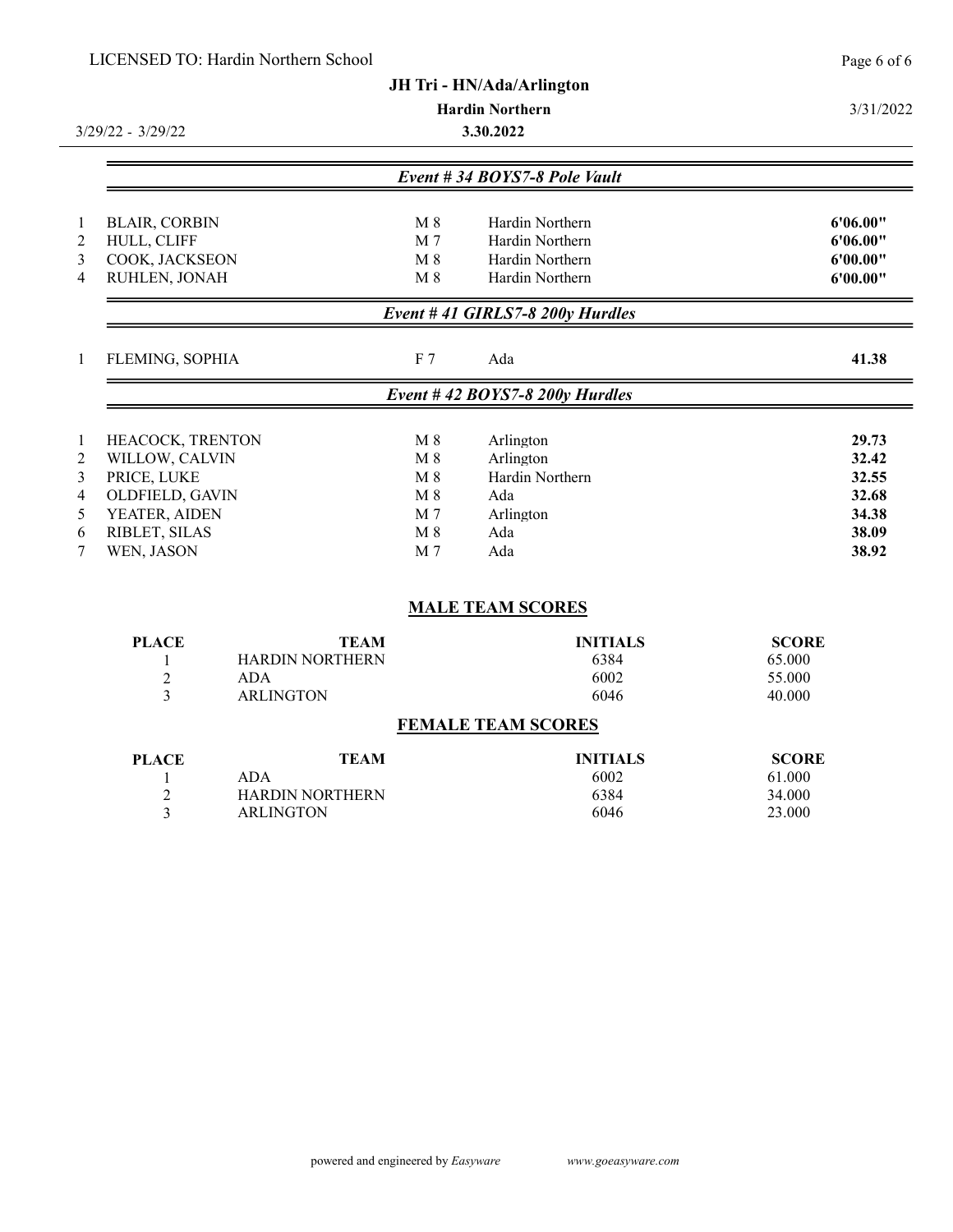### Event # 34 BOYS7-8 Pole Vault

| | | | | |
|---|---|---|---|---|
| 1 | BLAIR, CORBIN | M 8 | Hardin Northern | **6'06.00"** |
| 2 | HULL, CLIFF | M 7 | Hardin Northern | **6'06.00"** |
| 3 | COOK, JACKSEON | M 8 | Hardin Northern | **6'00.00"** |
| 4 | RUHLEN, JONAH | M 8 | Hardin Northern | **6'00.00"** |

### Event # 41 GIRLS7-8 200y Hurdles

| | | | | |
|---|---|---|---|---|
| 1 | FLEMING, SOPHIA | F 7 | Ada | **41.38** |

### Event # 42 BOYS7-8 200y Hurdles

| | | | | |
|---|---|---|---|---|
| 1 | HEACOCK, TRENTON | M 8 | Arlington | **29.73** |
| 2 | WILLOW, CALVIN | M 8 | Arlington | **32.42** |
| 3 | PRICE, LUKE | M 8 | Hardin Northern | **32.55** |
| 4 | OLDFIELD, GAVIN | M 8 | Ada | **32.68** |
| 5 | YEATER, AIDEN | M 7 | Arlington | **34.38** |
| 6 | RIBLET, SILAS | M 8 | Ada | **38.09** |
| 7 | WEN, JASON | M 7 | Ada | **38.92** |

## MALE TEAM SCORES

| PLACE | TEAM | INITIALS | SCORE |
|---|---|---|---|
| 1 | HARDIN NORTHERN | 6384 | 65.000 |
| 2 | ADA | 6002 | 55.000 |
| 3 | ARLINGTON | 6046 | 40.000 |

## FEMALE TEAM SCORES

| PLACE | TEAM | INITIALS | SCORE |
|---|---|---|---|
| 1 | ADA | 6002 | 61.000 |
| 2 | HARDIN NORTHERN | 6384 | 34.000 |
| 3 | ARLINGTON | 6046 | 23.000 |